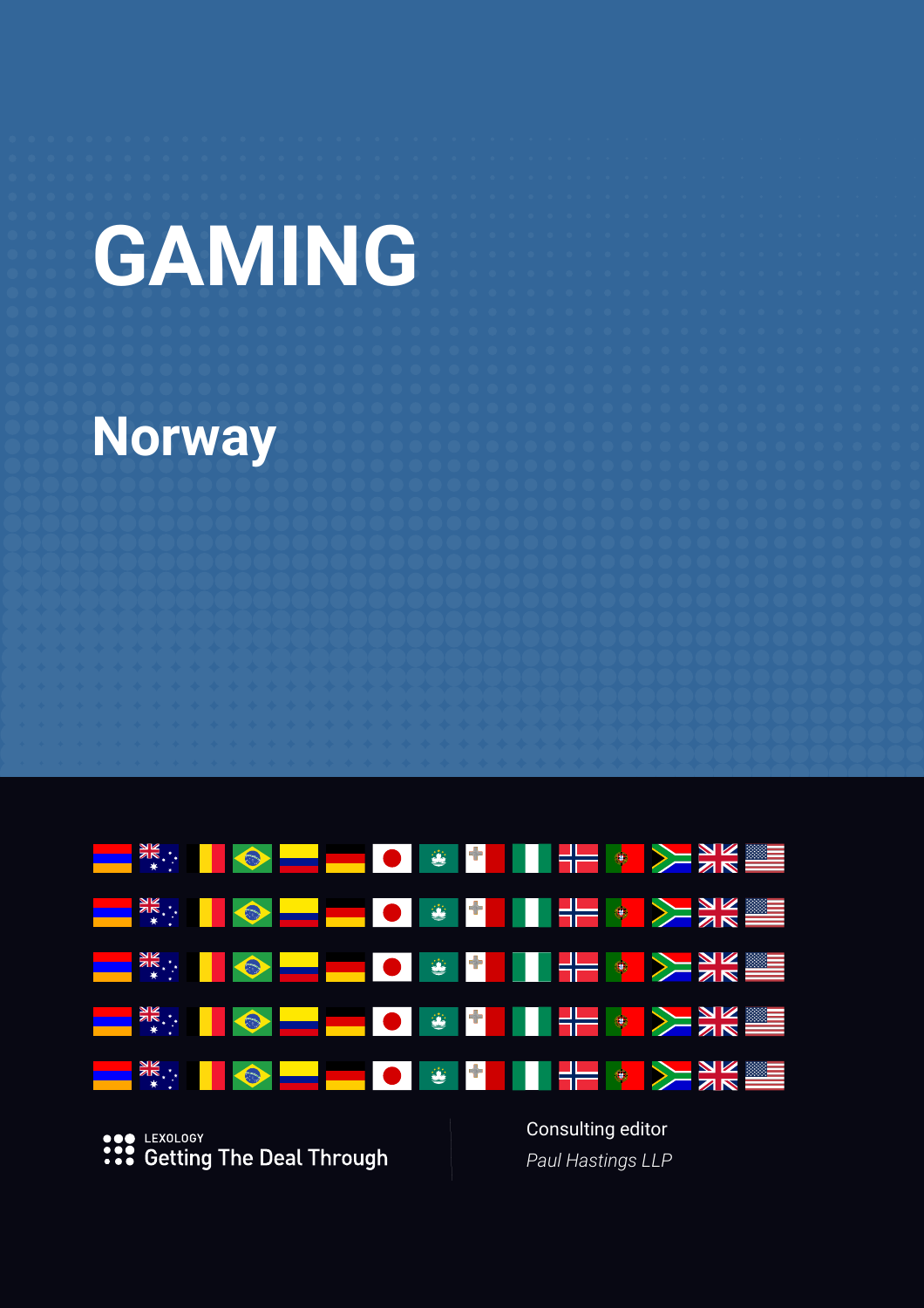# GAMING

## Norway

LEXOLOGY
Getting The Deal Through

Consulting editor
*Paul Hastings LLP*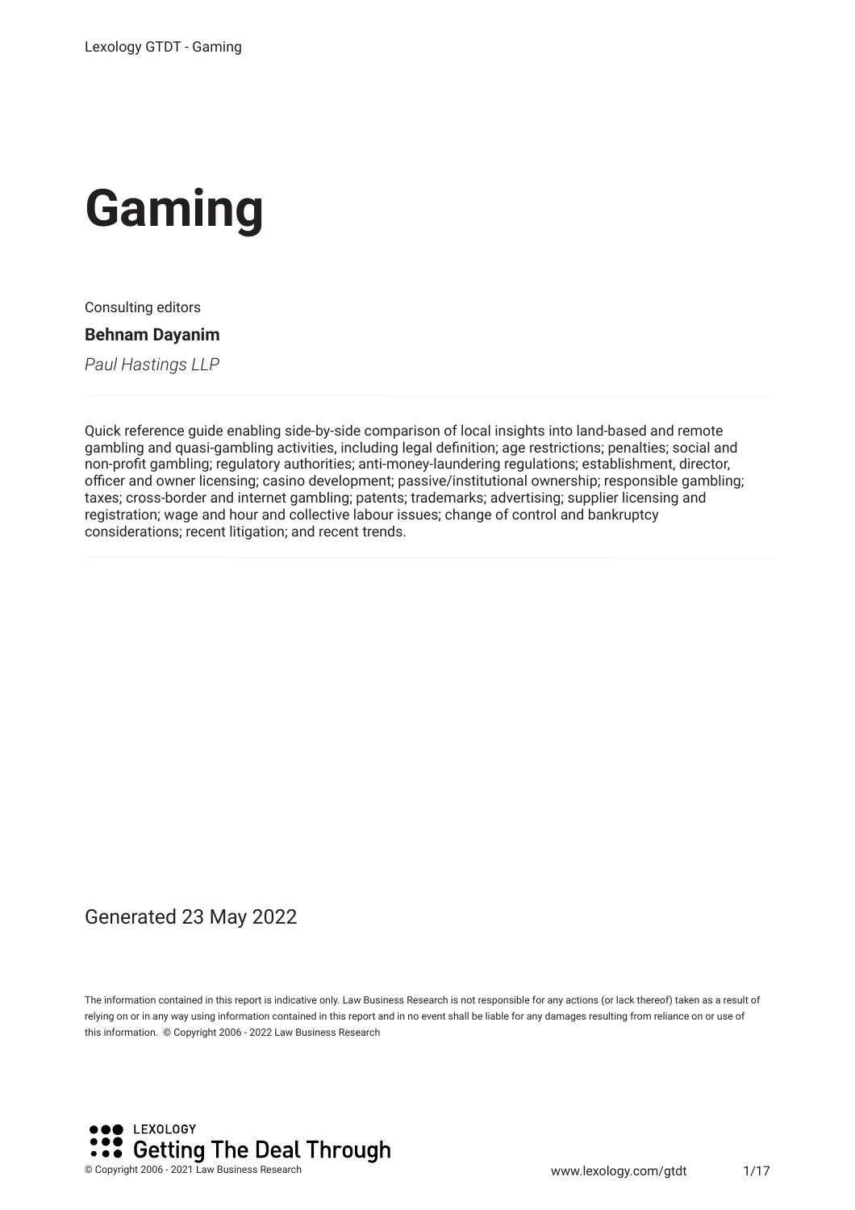# Gaming

Consulting editors

**Behnam Dayanim**

*Paul Hastings LLP*

Quick reference guide enabling side-by-side comparison of local insights into land-based and remote gambling and quasi-gambling activities, including legal definition; age restrictions; penalties; social and non-profit gambling; regulatory authorities; anti-money-laundering regulations; establishment, director, officer and owner licensing; casino development; passive/institutional ownership; responsible gambling; taxes; cross-border and internet gambling; patents; trademarks; advertising; supplier licensing and registration; wage and hour and collective labour issues; change of control and bankruptcy considerations; recent litigation; and recent trends.

Generated 23 May 2022

The information contained in this report is indicative only. Law Business Research is not responsible for any actions (or lack thereof) taken as a result of relying on or in any way using information contained in this report and in no event shall be liable for any damages resulting from reliance on or use of this information. © Copyright 2006 - 2022 Law Business Research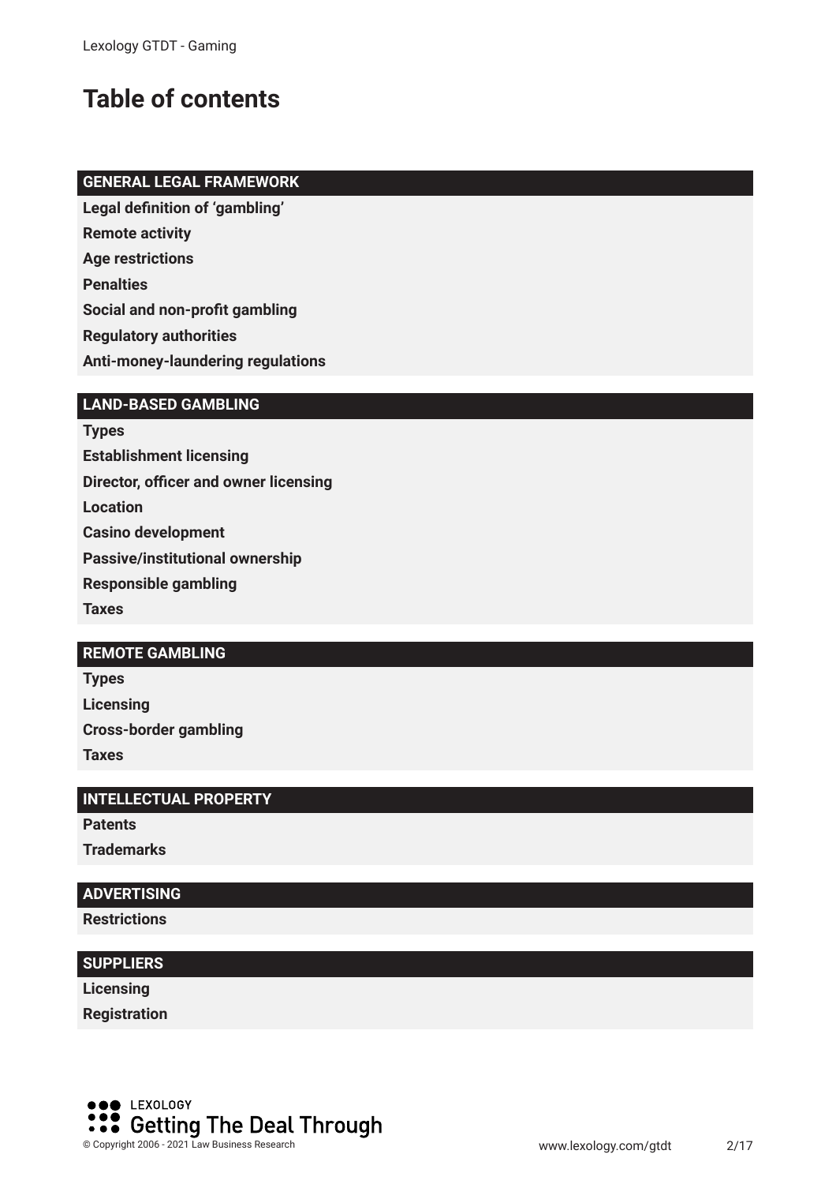# Table of contents

**GENERAL LEGAL FRAMEWORK**

**Legal definition of 'gambling'**

**Remote activity**

**Age restrictions**

**Penalties**

**Social and non-profit gambling**

**Regulatory authorities**

**Anti-money-laundering regulations**

**LAND-BASED GAMBLING**

**Types**

**Establishment licensing**

**Director, officer and owner licensing**

**Location**

**Casino development**

**Passive/institutional ownership**

**Responsible gambling**

**Taxes**

**REMOTE GAMBLING**

**Types**

**Licensing**

**Cross-border gambling**

**Taxes**

**INTELLECTUAL PROPERTY**

**Patents**

**Trademarks**

**ADVERTISING**

**Restrictions**

**SUPPLIERS**

**Licensing**

**Registration**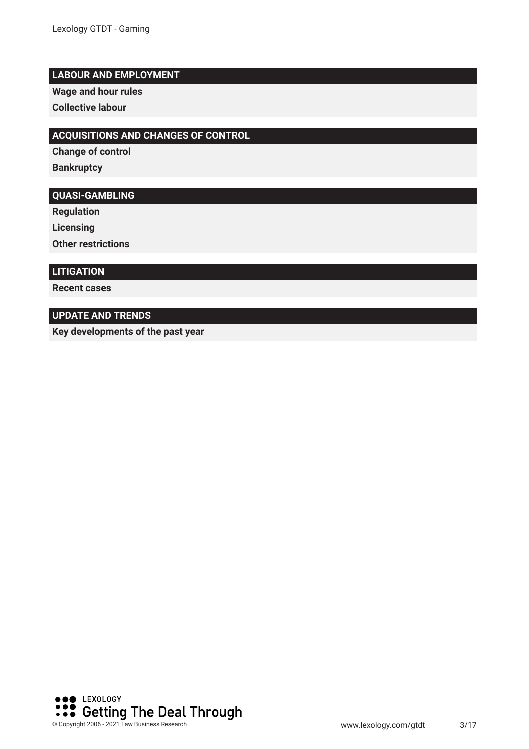## LABOUR AND EMPLOYMENT

**Wage and hour rules**

**Collective labour**

## ACQUISITIONS AND CHANGES OF CONTROL

**Change of control**

**Bankruptcy**

## QUASI-GAMBLING

**Regulation**

**Licensing**

**Other restrictions**

## LITIGATION

**Recent cases**

## UPDATE AND TRENDS

**Key developments of the past year**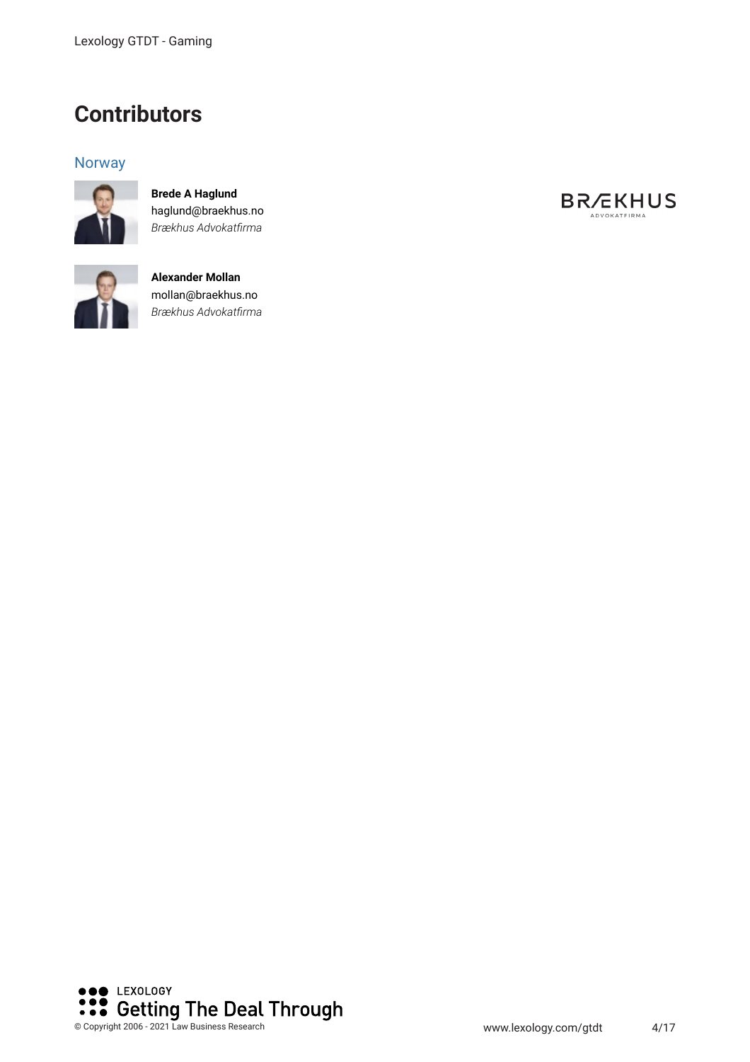# Contributors

## Norway

**Brede A Haglund**
haglund@braekhus.no
*Brækhus Advokatfirma*

**Alexander Mollan**
mollan@braekhus.no
*Brækhus Advokatfirma*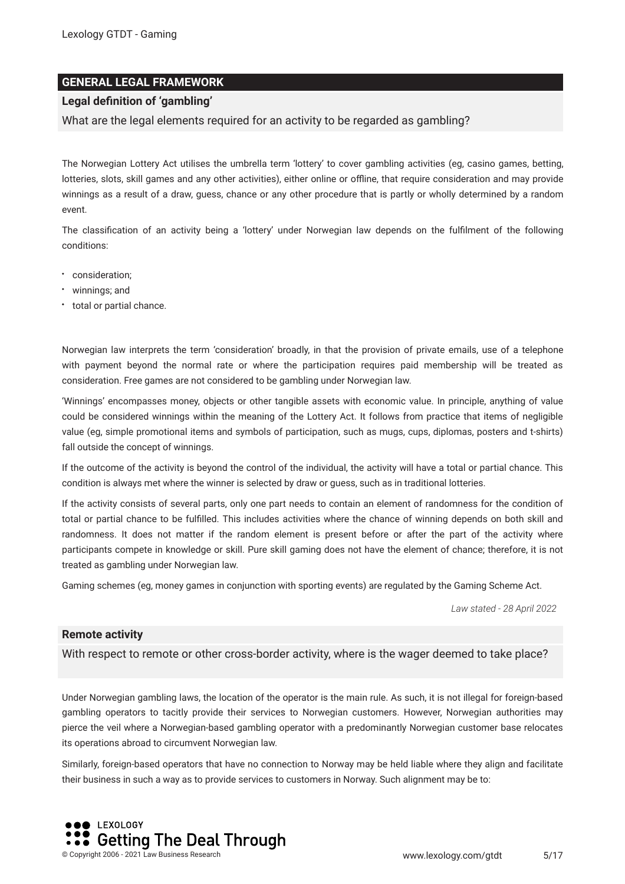## GENERAL LEGAL FRAMEWORK

### Legal definition of 'gambling'

What are the legal elements required for an activity to be regarded as gambling?

The Norwegian Lottery Act utilises the umbrella term 'lottery' to cover gambling activities (eg, casino games, betting, lotteries, slots, skill games and any other activities), either online or offline, that require consideration and may provide winnings as a result of a draw, guess, chance or any other procedure that is partly or wholly determined by a random event.

The classification of an activity being a 'lottery' under Norwegian law depends on the fulfilment of the following conditions:

- consideration;
- winnings; and
- total or partial chance.

Norwegian law interprets the term 'consideration' broadly, in that the provision of private emails, use of a telephone with payment beyond the normal rate or where the participation requires paid membership will be treated as consideration. Free games are not considered to be gambling under Norwegian law.

'Winnings' encompasses money, objects or other tangible assets with economic value. In principle, anything of value could be considered winnings within the meaning of the Lottery Act. It follows from practice that items of negligible value (eg, simple promotional items and symbols of participation, such as mugs, cups, diplomas, posters and t-shirts) fall outside the concept of winnings.

If the outcome of the activity is beyond the control of the individual, the activity will have a total or partial chance. This condition is always met where the winner is selected by draw or guess, such as in traditional lotteries.

If the activity consists of several parts, only one part needs to contain an element of randomness for the condition of total or partial chance to be fulfilled. This includes activities where the chance of winning depends on both skill and randomness. It does not matter if the random element is present before or after the part of the activity where participants compete in knowledge or skill. Pure skill gaming does not have the element of chance; therefore, it is not treated as gambling under Norwegian law.

Gaming schemes (eg, money games in conjunction with sporting events) are regulated by the Gaming Scheme Act.

*Law stated - 28 April 2022*

### Remote activity

With respect to remote or other cross-border activity, where is the wager deemed to take place?

Under Norwegian gambling laws, the location of the operator is the main rule. As such, it is not illegal for foreign-based gambling operators to tacitly provide their services to Norwegian customers. However, Norwegian authorities may pierce the veil where a Norwegian-based gambling operator with a predominantly Norwegian customer base relocates its operations abroad to circumvent Norwegian law.

Similarly, foreign-based operators that have no connection to Norway may be held liable where they align and facilitate their business in such a way as to provide services to customers in Norway. Such alignment may be to: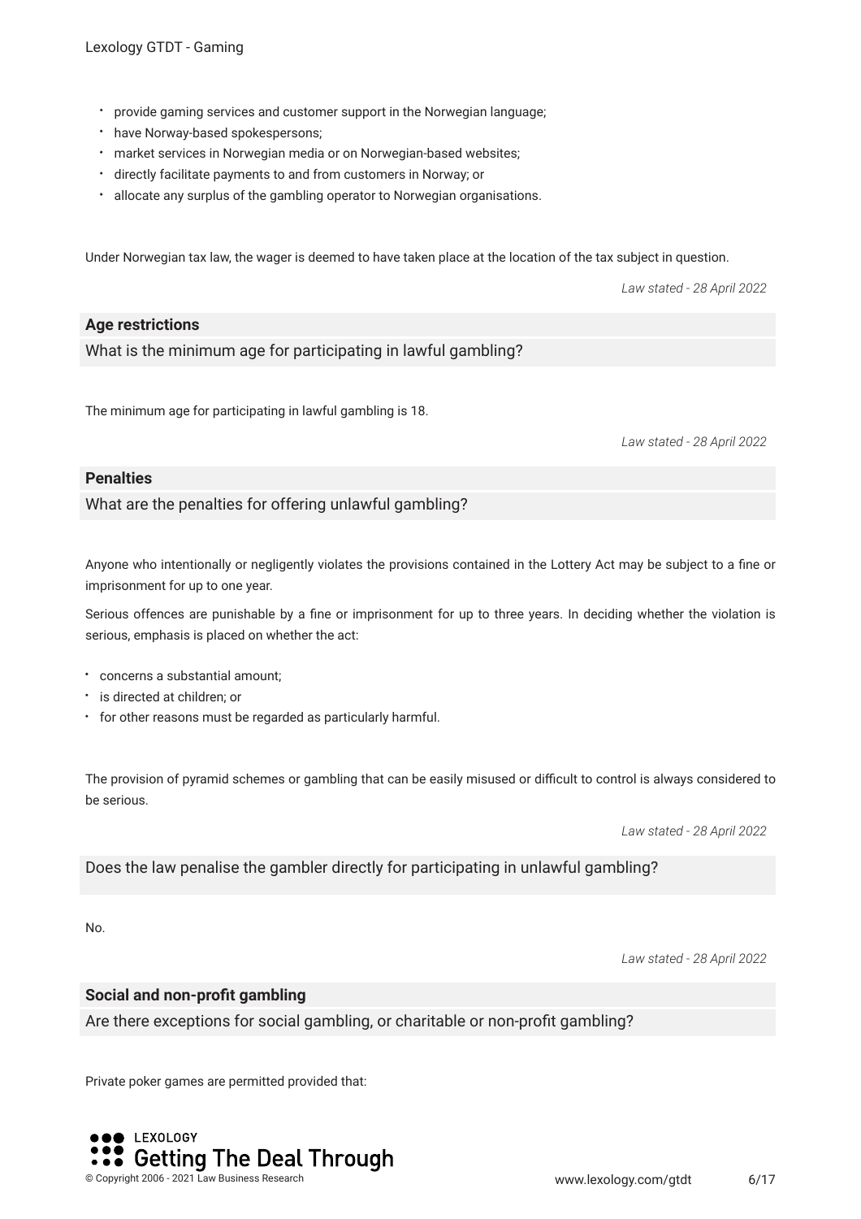- provide gaming services and customer support in the Norwegian language;
- have Norway-based spokespersons;
- market services in Norwegian media or on Norwegian-based websites;
- directly facilitate payments to and from customers in Norway; or
- allocate any surplus of the gambling operator to Norwegian organisations.

Under Norwegian tax law, the wager is deemed to have taken place at the location of the tax subject in question.

*Law stated - 28 April 2022*

**Age restrictions**

What is the minimum age for participating in lawful gambling?

The minimum age for participating in lawful gambling is 18.

*Law stated - 28 April 2022*

**Penalties**

What are the penalties for offering unlawful gambling?

Anyone who intentionally or negligently violates the provisions contained in the Lottery Act may be subject to a fine or imprisonment for up to one year.

Serious offences are punishable by a fine or imprisonment for up to three years. In deciding whether the violation is serious, emphasis is placed on whether the act:

- concerns a substantial amount;
- is directed at children; or
- for other reasons must be regarded as particularly harmful.

The provision of pyramid schemes or gambling that can be easily misused or difficult to control is always considered to be serious.

*Law stated - 28 April 2022*

Does the law penalise the gambler directly for participating in unlawful gambling?

No.

*Law stated - 28 April 2022*

**Social and non-profit gambling**

Are there exceptions for social gambling, or charitable or non-profit gambling?

Private poker games are permitted provided that: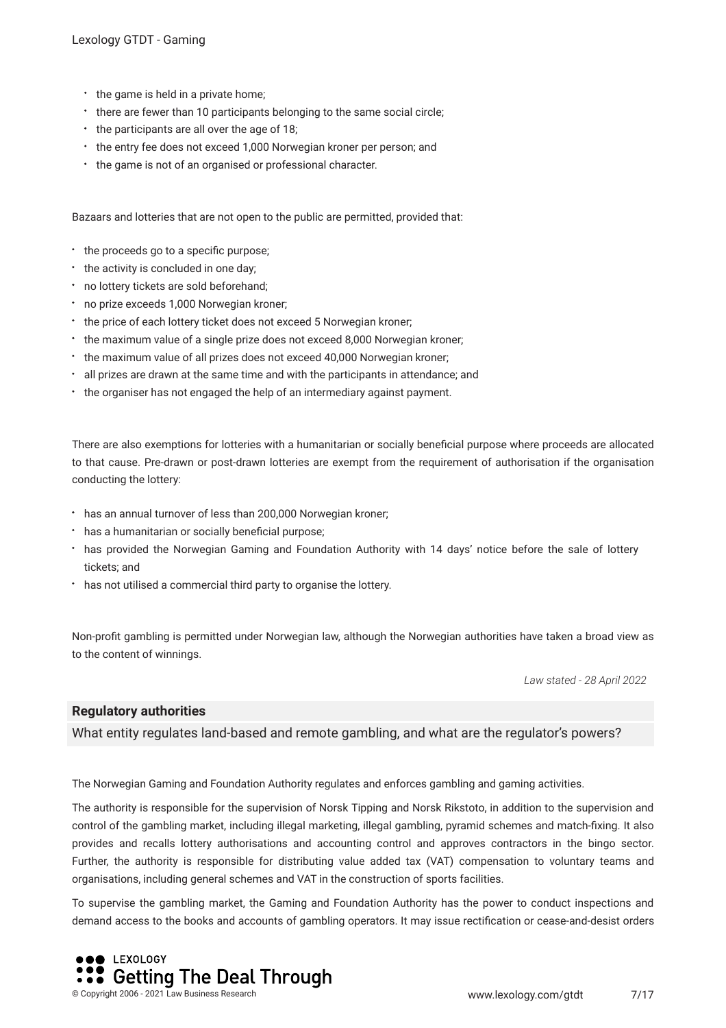- the game is held in a private home;
- there are fewer than 10 participants belonging to the same social circle;
- the participants are all over the age of 18;
- the entry fee does not exceed 1,000 Norwegian kroner per person; and
- the game is not of an organised or professional character.

Bazaars and lotteries that are not open to the public are permitted, provided that:

- the proceeds go to a specific purpose;
- the activity is concluded in one day;
- no lottery tickets are sold beforehand;
- no prize exceeds 1,000 Norwegian kroner;
- the price of each lottery ticket does not exceed 5 Norwegian kroner;
- the maximum value of a single prize does not exceed 8,000 Norwegian kroner;
- the maximum value of all prizes does not exceed 40,000 Norwegian kroner;
- all prizes are drawn at the same time and with the participants in attendance; and
- the organiser has not engaged the help of an intermediary against payment.

There are also exemptions for lotteries with a humanitarian or socially beneficial purpose where proceeds are allocated to that cause. Pre-drawn or post-drawn lotteries are exempt from the requirement of authorisation if the organisation conducting the lottery:

- has an annual turnover of less than 200,000 Norwegian kroner;
- has a humanitarian or socially beneficial purpose;
- has provided the Norwegian Gaming and Foundation Authority with 14 days' notice before the sale of lottery tickets; and
- has not utilised a commercial third party to organise the lottery.

Non-profit gambling is permitted under Norwegian law, although the Norwegian authorities have taken a broad view as to the content of winnings.

*Law stated - 28 April 2022*

**Regulatory authorities**

What entity regulates land-based and remote gambling, and what are the regulator's powers?

The Norwegian Gaming and Foundation Authority regulates and enforces gambling and gaming activities.

The authority is responsible for the supervision of Norsk Tipping and Norsk Rikstoto, in addition to the supervision and control of the gambling market, including illegal marketing, illegal gambling, pyramid schemes and match-fixing. It also provides and recalls lottery authorisations and accounting control and approves contractors in the bingo sector. Further, the authority is responsible for distributing value added tax (VAT) compensation to voluntary teams and organisations, including general schemes and VAT in the construction of sports facilities.

To supervise the gambling market, the Gaming and Foundation Authority has the power to conduct inspections and demand access to the books and accounts of gambling operators. It may issue rectification or cease-and-desist orders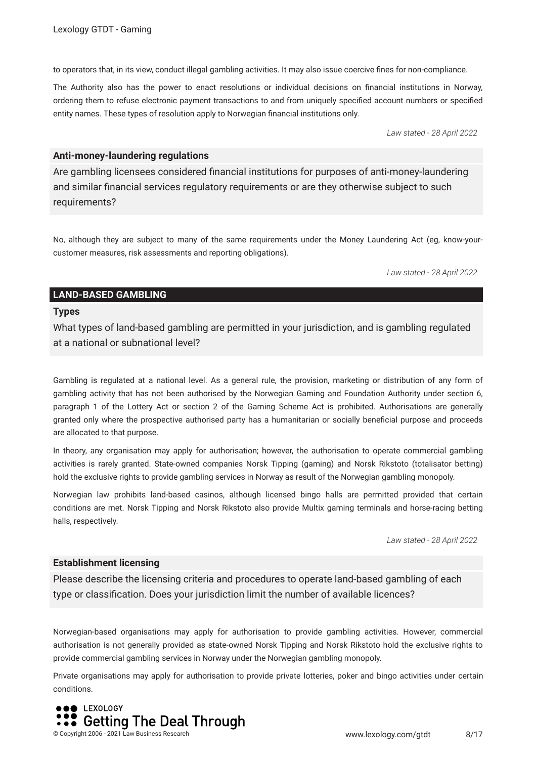to operators that, in its view, conduct illegal gambling activities. It may also issue coercive fines for non-compliance.

The Authority also has the power to enact resolutions or individual decisions on financial institutions in Norway, ordering them to refuse electronic payment transactions to and from uniquely specified account numbers or specified entity names. These types of resolution apply to Norwegian financial institutions only.

*Law stated - 28 April 2022*

### Anti-money-laundering regulations

**Are gambling licensees considered financial institutions for purposes of anti-money-laundering and similar financial services regulatory requirements or are they otherwise subject to such requirements?**

No, although they are subject to many of the same requirements under the Money Laundering Act (eg, know-your-customer measures, risk assessments and reporting obligations).

*Law stated - 28 April 2022*

## LAND-BASED GAMBLING

### Types

**What types of land-based gambling are permitted in your jurisdiction, and is gambling regulated at a national or subnational level?**

Gambling is regulated at a national level. As a general rule, the provision, marketing or distribution of any form of gambling activity that has not been authorised by the Norwegian Gaming and Foundation Authority under section 6, paragraph 1 of the Lottery Act or section 2 of the Gaming Scheme Act is prohibited. Authorisations are generally granted only where the prospective authorised party has a humanitarian or socially beneficial purpose and proceeds are allocated to that purpose.

In theory, any organisation may apply for authorisation; however, the authorisation to operate commercial gambling activities is rarely granted. State-owned companies Norsk Tipping (gaming) and Norsk Rikstoto (totalisator betting) hold the exclusive rights to provide gambling services in Norway as result of the Norwegian gambling monopoly.

Norwegian law prohibits land-based casinos, although licensed bingo halls are permitted provided that certain conditions are met. Norsk Tipping and Norsk Rikstoto also provide Multix gaming terminals and horse-racing betting halls, respectively.

*Law stated - 28 April 2022*

### Establishment licensing

**Please describe the licensing criteria and procedures to operate land-based gambling of each type or classification. Does your jurisdiction limit the number of available licences?**

Norwegian-based organisations may apply for authorisation to provide gambling activities. However, commercial authorisation is not generally provided as state-owned Norsk Tipping and Norsk Rikstoto hold the exclusive rights to provide commercial gambling services in Norway under the Norwegian gambling monopoly.

Private organisations may apply for authorisation to provide private lotteries, poker and bingo activities under certain conditions.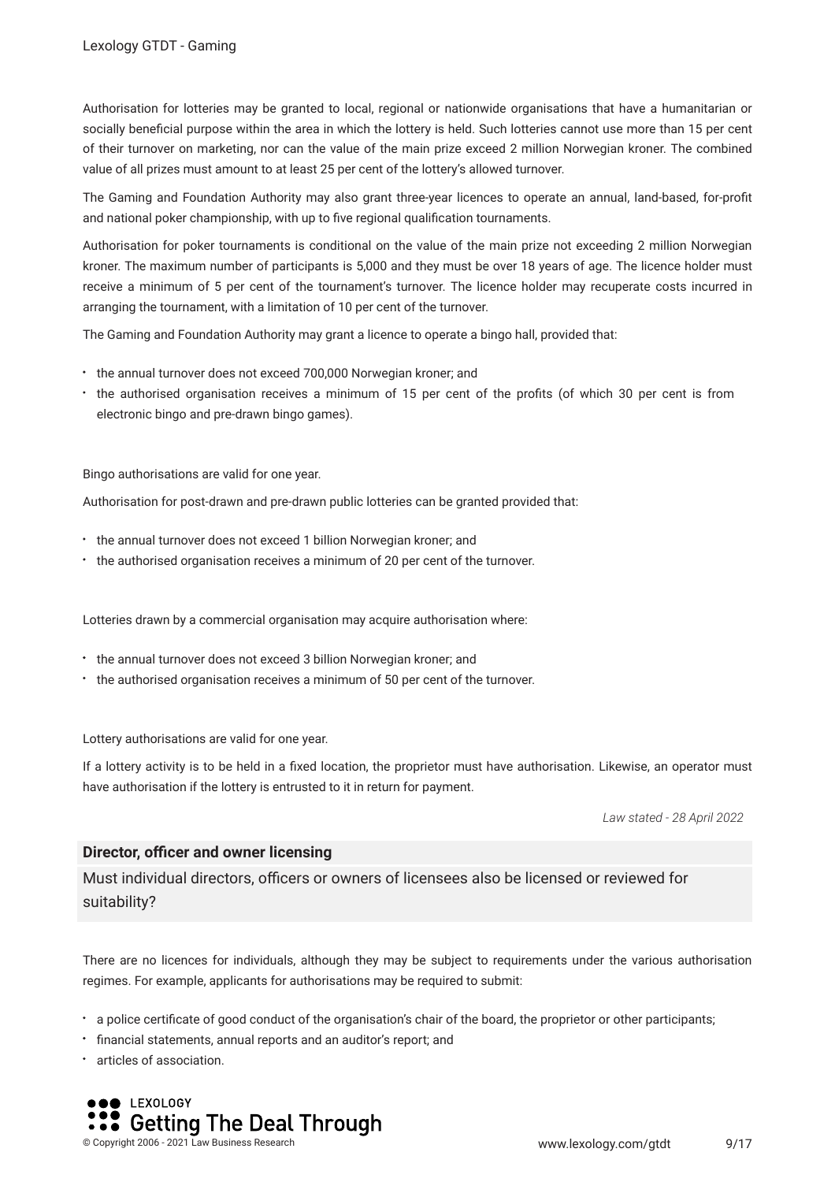Authorisation for lotteries may be granted to local, regional or nationwide organisations that have a humanitarian or socially beneficial purpose within the area in which the lottery is held. Such lotteries cannot use more than 15 per cent of their turnover on marketing, nor can the value of the main prize exceed 2 million Norwegian kroner. The combined value of all prizes must amount to at least 25 per cent of the lottery's allowed turnover.

The Gaming and Foundation Authority may also grant three-year licences to operate an annual, land-based, for-profit and national poker championship, with up to five regional qualification tournaments.

Authorisation for poker tournaments is conditional on the value of the main prize not exceeding 2 million Norwegian kroner. The maximum number of participants is 5,000 and they must be over 18 years of age. The licence holder must receive a minimum of 5 per cent of the tournament's turnover. The licence holder may recuperate costs incurred in arranging the tournament, with a limitation of 10 per cent of the turnover.

The Gaming and Foundation Authority may grant a licence to operate a bingo hall, provided that:

- the annual turnover does not exceed 700,000 Norwegian kroner; and
- the authorised organisation receives a minimum of 15 per cent of the profits (of which 30 per cent is from electronic bingo and pre-drawn bingo games).

Bingo authorisations are valid for one year.

Authorisation for post-drawn and pre-drawn public lotteries can be granted provided that:

- the annual turnover does not exceed 1 billion Norwegian kroner; and
- the authorised organisation receives a minimum of 20 per cent of the turnover.

Lotteries drawn by a commercial organisation may acquire authorisation where:

- the annual turnover does not exceed 3 billion Norwegian kroner; and
- the authorised organisation receives a minimum of 50 per cent of the turnover.

Lottery authorisations are valid for one year.

If a lottery activity is to be held in a fixed location, the proprietor must have authorisation. Likewise, an operator must have authorisation if the lottery is entrusted to it in return for payment.

*Law stated - 28 April 2022*

### Director, officer and owner licensing

Must individual directors, officers or owners of licensees also be licensed or reviewed for suitability?

There are no licences for individuals, although they may be subject to requirements under the various authorisation regimes. For example, applicants for authorisations may be required to submit:

- a police certificate of good conduct of the organisation's chair of the board, the proprietor or other participants;
- financial statements, annual reports and an auditor's report; and
- articles of association.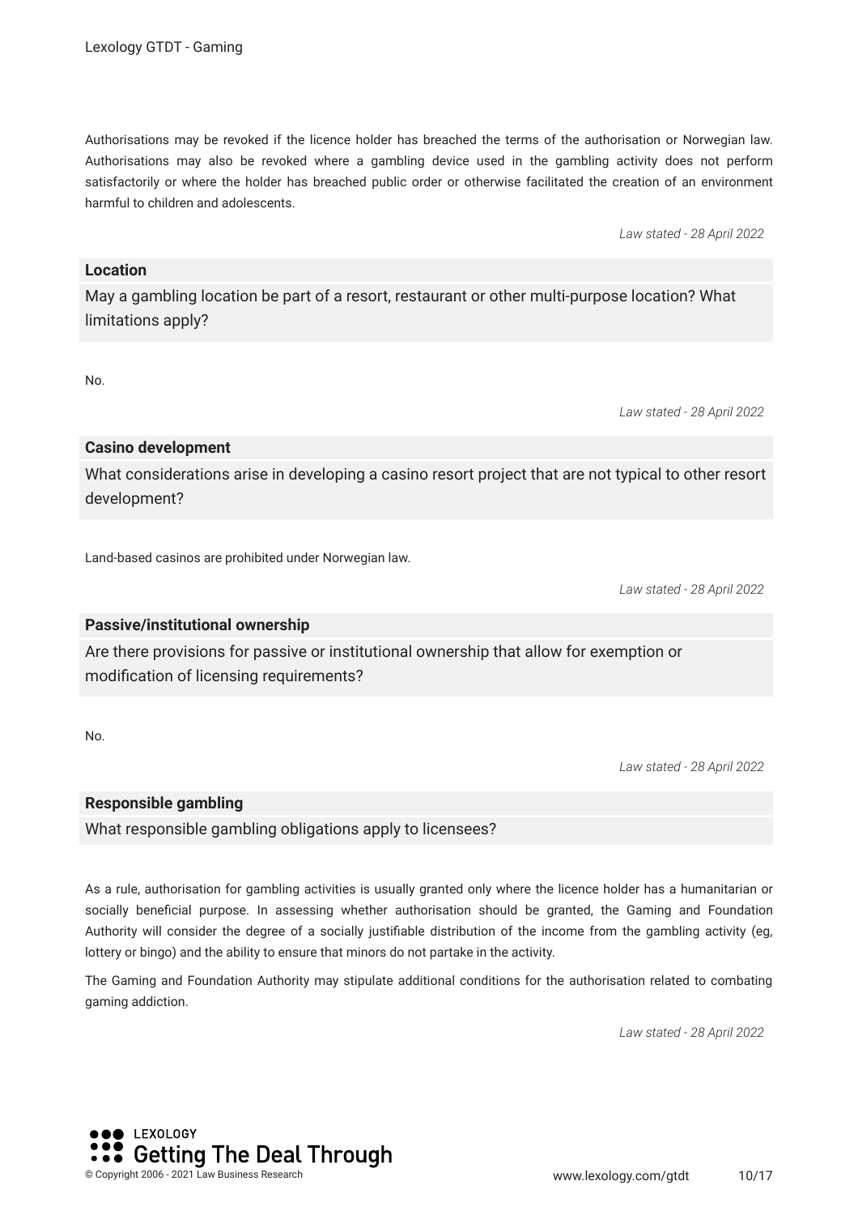Authorisations may be revoked if the licence holder has breached the terms of the authorisation or Norwegian law. Authorisations may also be revoked where a gambling device used in the gambling activity does not perform satisfactorily or where the holder has breached public order or otherwise facilitated the creation of an environment harmful to children and adolescents.

*Law stated - 28 April 2022*

### Location

May a gambling location be part of a resort, restaurant or other multi-purpose location? What limitations apply?

No.

*Law stated - 28 April 2022*

### Casino development

What considerations arise in developing a casino resort project that are not typical to other resort development?

Land-based casinos are prohibited under Norwegian law.

*Law stated - 28 April 2022*

### Passive/institutional ownership

Are there provisions for passive or institutional ownership that allow for exemption or modification of licensing requirements?

No.

*Law stated - 28 April 2022*

### Responsible gambling

What responsible gambling obligations apply to licensees?

As a rule, authorisation for gambling activities is usually granted only where the licence holder has a humanitarian or socially beneficial purpose. In assessing whether authorisation should be granted, the Gaming and Foundation Authority will consider the degree of a socially justifiable distribution of the income from the gambling activity (eg, lottery or bingo) and the ability to ensure that minors do not partake in the activity.

The Gaming and Foundation Authority may stipulate additional conditions for the authorisation related to combating gaming addiction.

*Law stated - 28 April 2022*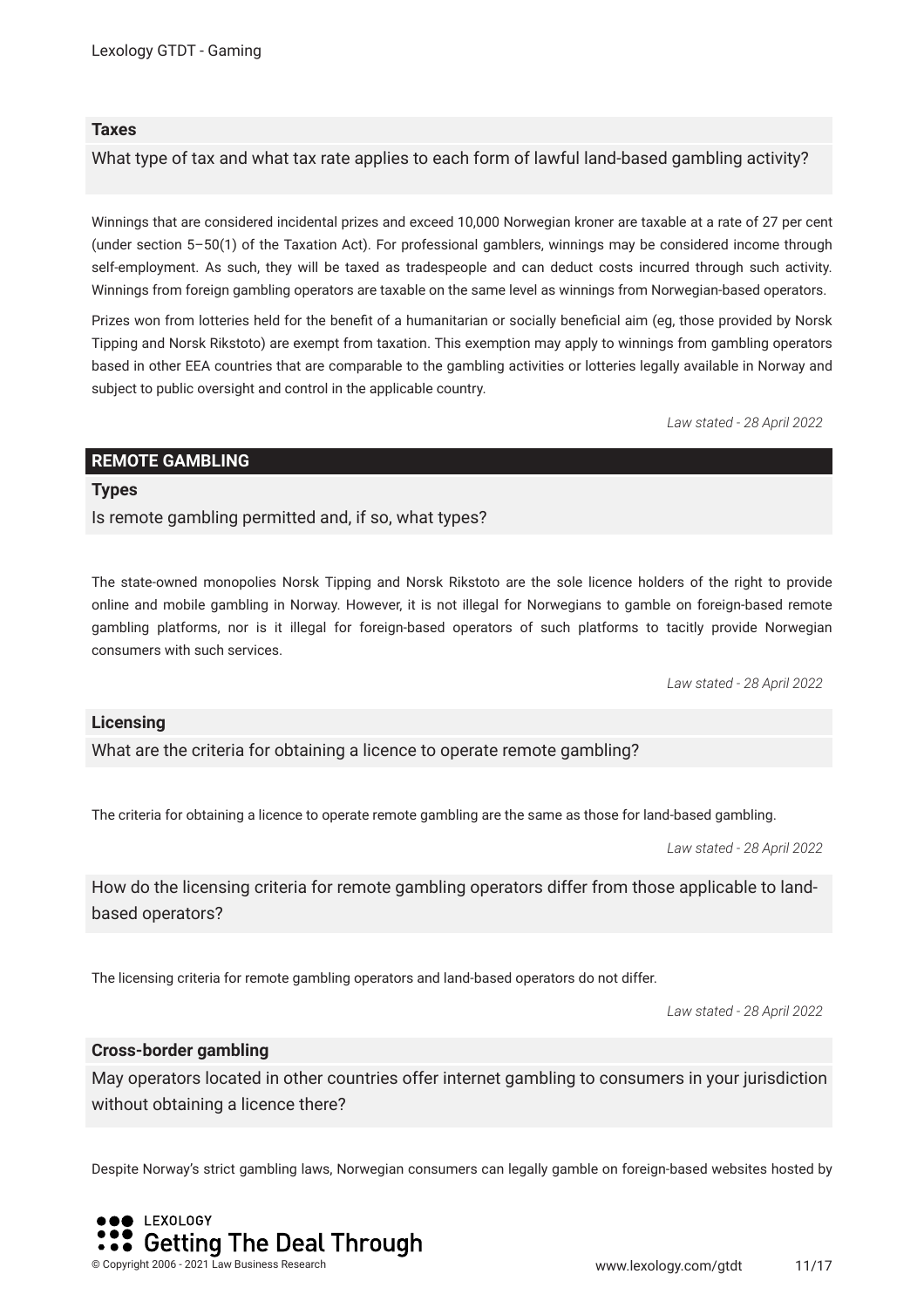### Taxes

What type of tax and what tax rate applies to each form of lawful land-based gambling activity?

Winnings that are considered incidental prizes and exceed 10,000 Norwegian kroner are taxable at a rate of 27 per cent (under section 5–50(1) of the Taxation Act). For professional gamblers, winnings may be considered income through self-employment. As such, they will be taxed as tradespeople and can deduct costs incurred through such activity. Winnings from foreign gambling operators are taxable on the same level as winnings from Norwegian-based operators.

Prizes won from lotteries held for the benefit of a humanitarian or socially beneficial aim (eg, those provided by Norsk Tipping and Norsk Rikstoto) are exempt from taxation. This exemption may apply to winnings from gambling operators based in other EEA countries that are comparable to the gambling activities or lotteries legally available in Norway and subject to public oversight and control in the applicable country.

*Law stated - 28 April 2022*

## REMOTE GAMBLING

### Types

Is remote gambling permitted and, if so, what types?

The state-owned monopolies Norsk Tipping and Norsk Rikstoto are the sole licence holders of the right to provide online and mobile gambling in Norway. However, it is not illegal for Norwegians to gamble on foreign-based remote gambling platforms, nor is it illegal for foreign-based operators of such platforms to tacitly provide Norwegian consumers with such services.

*Law stated - 28 April 2022*

### Licensing

What are the criteria for obtaining a licence to operate remote gambling?

The criteria for obtaining a licence to operate remote gambling are the same as those for land-based gambling.

*Law stated - 28 April 2022*

How do the licensing criteria for remote gambling operators differ from those applicable to land-based operators?

The licensing criteria for remote gambling operators and land-based operators do not differ.

*Law stated - 28 April 2022*

### Cross-border gambling

May operators located in other countries offer internet gambling to consumers in your jurisdiction without obtaining a licence there?

Despite Norway's strict gambling laws, Norwegian consumers can legally gamble on foreign-based websites hosted by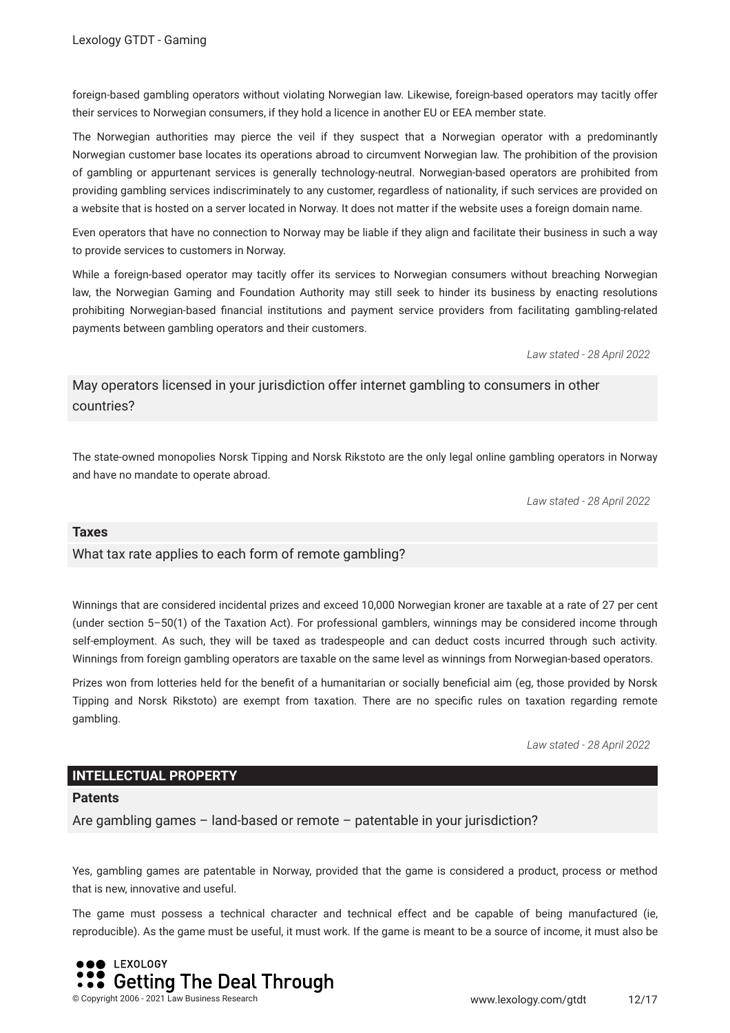foreign-based gambling operators without violating Norwegian law. Likewise, foreign-based operators may tacitly offer their services to Norwegian consumers, if they hold a licence in another EU or EEA member state.

The Norwegian authorities may pierce the veil if they suspect that a Norwegian operator with a predominantly Norwegian customer base locates its operations abroad to circumvent Norwegian law. The prohibition of the provision of gambling or appurtenant services is generally technology-neutral. Norwegian-based operators are prohibited from providing gambling services indiscriminately to any customer, regardless of nationality, if such services are provided on a website that is hosted on a server located in Norway. It does not matter if the website uses a foreign domain name.

Even operators that have no connection to Norway may be liable if they align and facilitate their business in such a way to provide services to customers in Norway.

While a foreign-based operator may tacitly offer its services to Norwegian consumers without breaching Norwegian law, the Norwegian Gaming and Foundation Authority may still seek to hinder its business by enacting resolutions prohibiting Norwegian-based financial institutions and payment service providers from facilitating gambling-related payments between gambling operators and their customers.

*Law stated - 28 April 2022*

### May operators licensed in your jurisdiction offer internet gambling to consumers in other countries?

The state-owned monopolies Norsk Tipping and Norsk Rikstoto are the only legal online gambling operators in Norway and have no mandate to operate abroad.

*Law stated - 28 April 2022*

**Taxes**

### What tax rate applies to each form of remote gambling?

Winnings that are considered incidental prizes and exceed 10,000 Norwegian kroner are taxable at a rate of 27 per cent (under section 5–50(1) of the Taxation Act). For professional gamblers, winnings may be considered income through self-employment. As such, they will be taxed as tradespeople and can deduct costs incurred through such activity. Winnings from foreign gambling operators are taxable on the same level as winnings from Norwegian-based operators.

Prizes won from lotteries held for the benefit of a humanitarian or socially beneficial aim (eg, those provided by Norsk Tipping and Norsk Rikstoto) are exempt from taxation. There are no specific rules on taxation regarding remote gambling.

*Law stated - 28 April 2022*

## INTELLECTUAL PROPERTY

**Patents**

### Are gambling games – land-based or remote – patentable in your jurisdiction?

Yes, gambling games are patentable in Norway, provided that the game is considered a product, process or method that is new, innovative and useful.

The game must possess a technical character and technical effect and be capable of being manufactured (ie, reproducible). As the game must be useful, it must work. If the game is meant to be a source of income, it must also be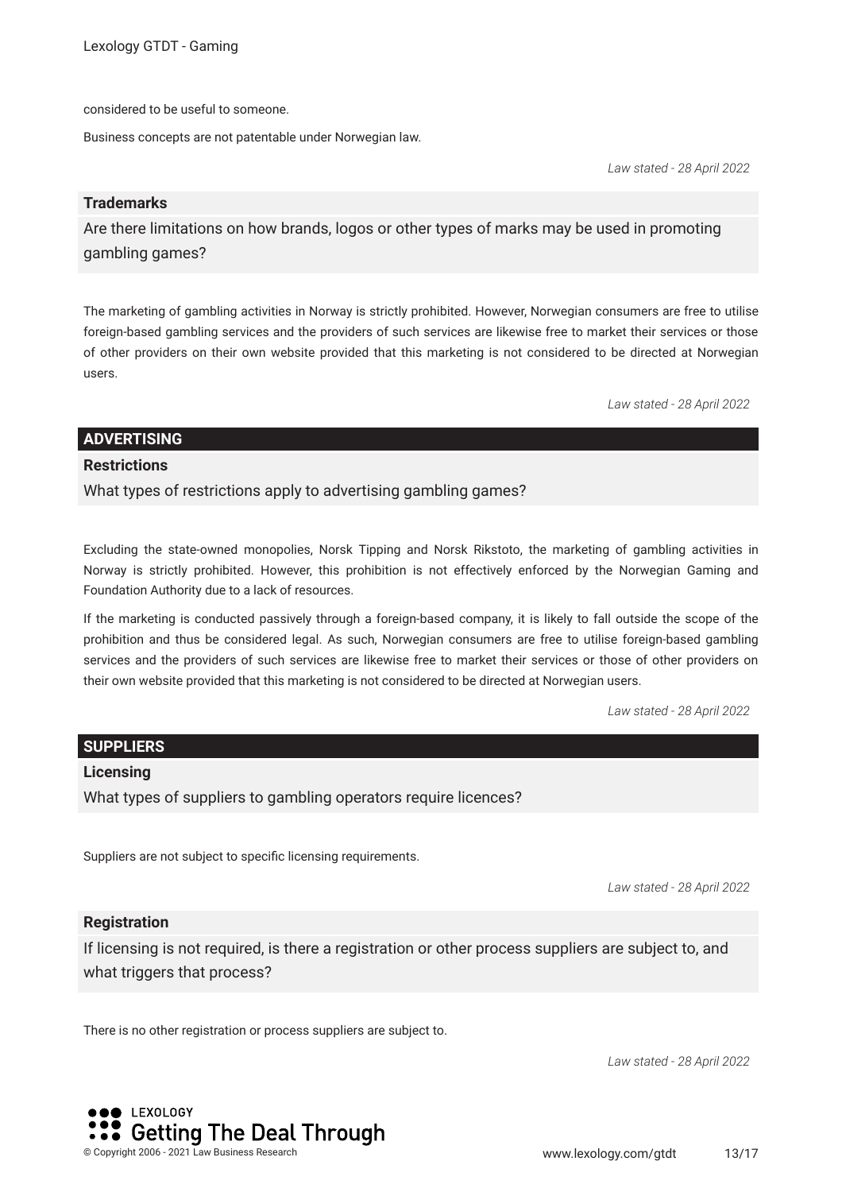considered to be useful to someone.

Business concepts are not patentable under Norwegian law.

*Law stated - 28 April 2022*

### Trademarks

Are there limitations on how brands, logos or other types of marks may be used in promoting gambling games?

The marketing of gambling activities in Norway is strictly prohibited. However, Norwegian consumers are free to utilise foreign-based gambling services and the providers of such services are likewise free to market their services or those of other providers on their own website provided that this marketing is not considered to be directed at Norwegian users.

*Law stated - 28 April 2022*

## ADVERTISING

### Restrictions

What types of restrictions apply to advertising gambling games?

Excluding the state-owned monopolies, Norsk Tipping and Norsk Rikstoto, the marketing of gambling activities in Norway is strictly prohibited. However, this prohibition is not effectively enforced by the Norwegian Gaming and Foundation Authority due to a lack of resources.

If the marketing is conducted passively through a foreign-based company, it is likely to fall outside the scope of the prohibition and thus be considered legal. As such, Norwegian consumers are free to utilise foreign-based gambling services and the providers of such services are likewise free to market their services or those of other providers on their own website provided that this marketing is not considered to be directed at Norwegian users.

*Law stated - 28 April 2022*

## SUPPLIERS

### Licensing

What types of suppliers to gambling operators require licences?

Suppliers are not subject to specific licensing requirements.

*Law stated - 28 April 2022*

### Registration

If licensing is not required, is there a registration or other process suppliers are subject to, and what triggers that process?

There is no other registration or process suppliers are subject to.

*Law stated - 28 April 2022*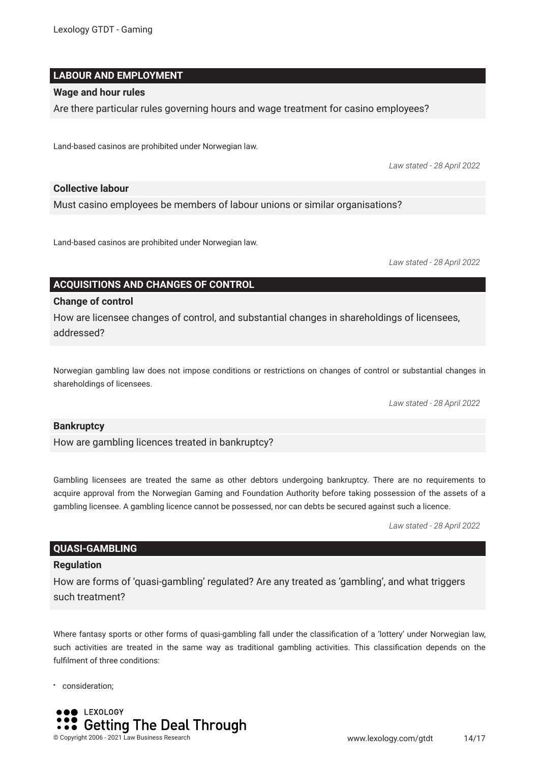## LABOUR AND EMPLOYMENT

### Wage and hour rules

Are there particular rules governing hours and wage treatment for casino employees?

Land-based casinos are prohibited under Norwegian law.

*Law stated - 28 April 2022*

### Collective labour

Must casino employees be members of labour unions or similar organisations?

Land-based casinos are prohibited under Norwegian law.

*Law stated - 28 April 2022*

## ACQUISITIONS AND CHANGES OF CONTROL

### Change of control

How are licensee changes of control, and substantial changes in shareholdings of licensees, addressed?

Norwegian gambling law does not impose conditions or restrictions on changes of control or substantial changes in shareholdings of licensees.

*Law stated - 28 April 2022*

### Bankruptcy

How are gambling licences treated in bankruptcy?

Gambling licensees are treated the same as other debtors undergoing bankruptcy. There are no requirements to acquire approval from the Norwegian Gaming and Foundation Authority before taking possession of the assets of a gambling licensee. A gambling licence cannot be possessed, nor can debts be secured against such a licence.

*Law stated - 28 April 2022*

## QUASI-GAMBLING

### Regulation

How are forms of 'quasi-gambling' regulated? Are any treated as 'gambling', and what triggers such treatment?

Where fantasy sports or other forms of quasi-gambling fall under the classification of a 'lottery' under Norwegian law, such activities are treated in the same way as traditional gambling activities. This classification depends on the fulfilment of three conditions:

- consideration;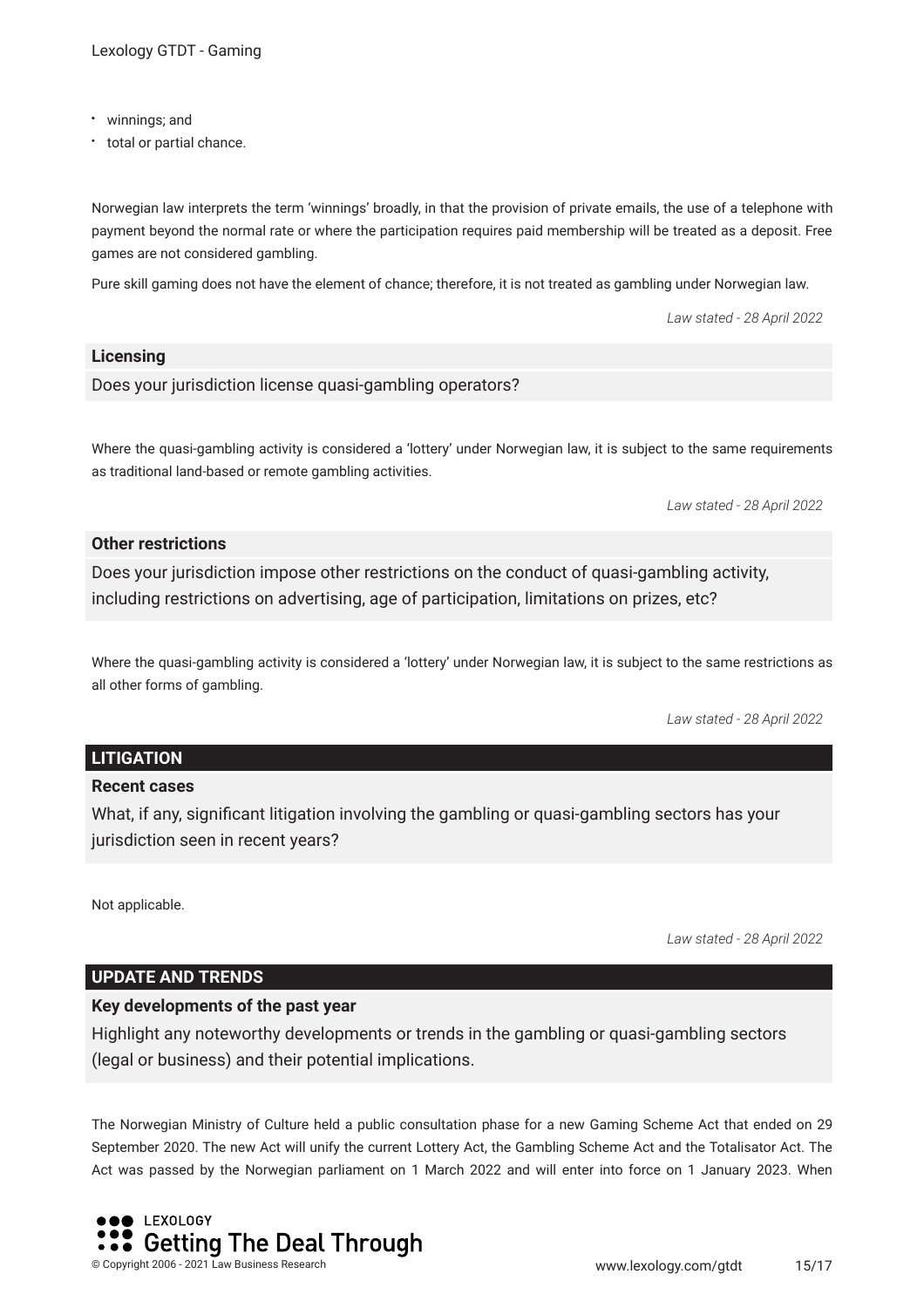- winnings; and
- total or partial chance.

Norwegian law interprets the term 'winnings' broadly, in that the provision of private emails, the use of a telephone with payment beyond the normal rate or where the participation requires paid membership will be treated as a deposit. Free games are not considered gambling.

Pure skill gaming does not have the element of chance; therefore, it is not treated as gambling under Norwegian law.

*Law stated - 28 April 2022*

### Licensing

Does your jurisdiction license quasi-gambling operators?

Where the quasi-gambling activity is considered a 'lottery' under Norwegian law, it is subject to the same requirements as traditional land-based or remote gambling activities.

*Law stated - 28 April 2022*

### Other restrictions

Does your jurisdiction impose other restrictions on the conduct of quasi-gambling activity, including restrictions on advertising, age of participation, limitations on prizes, etc?

Where the quasi-gambling activity is considered a 'lottery' under Norwegian law, it is subject to the same restrictions as all other forms of gambling.

*Law stated - 28 April 2022*

## LITIGATION

### Recent cases

What, if any, significant litigation involving the gambling or quasi-gambling sectors has your jurisdiction seen in recent years?

Not applicable.

*Law stated - 28 April 2022*

## UPDATE AND TRENDS

### Key developments of the past year

Highlight any noteworthy developments or trends in the gambling or quasi-gambling sectors (legal or business) and their potential implications.

The Norwegian Ministry of Culture held a public consultation phase for a new Gaming Scheme Act that ended on 29 September 2020. The new Act will unify the current Lottery Act, the Gambling Scheme Act and the Totalisator Act. The Act was passed by the Norwegian parliament on 1 March 2022 and will enter into force on 1 January 2023. When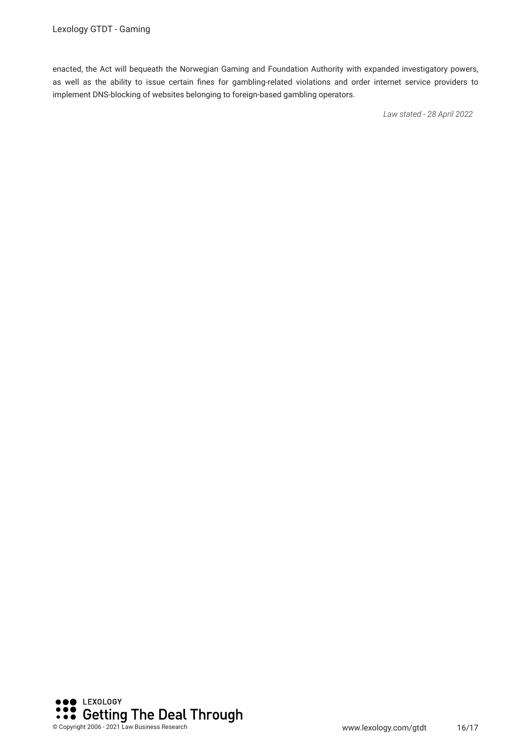enacted, the Act will bequeath the Norwegian Gaming and Foundation Authority with expanded investigatory powers, as well as the ability to issue certain fines for gambling-related violations and order internet service providers to implement DNS-blocking of websites belonging to foreign-based gambling operators.

*Law stated - 28 April 2022*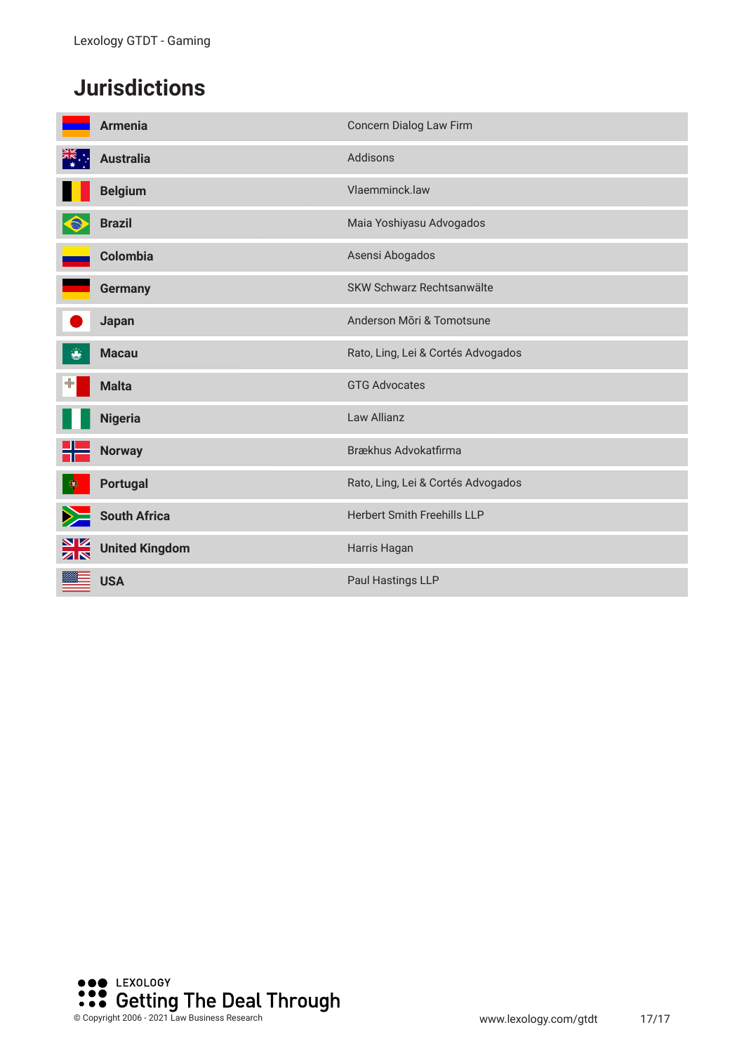# Jurisdictions

| | |
|---|---|
| **Armenia** | Concern Dialog Law Firm |
| **Australia** | Addisons |
| **Belgium** | Vlaemminck.law |
| **Brazil** | Maia Yoshiyasu Advogados |
| **Colombia** | Asensi Abogados |
| **Germany** | SKW Schwarz Rechtsanwälte |
| **Japan** | Anderson Mōri & Tomotsune |
| **Macau** | Rato, Ling, Lei & Cortés Advogados |
| **Malta** | GTG Advocates |
| **Nigeria** | Law Allianz |
| **Norway** | Brækhus Advokatfirma |
| **Portugal** | Rato, Ling, Lei & Cortés Advogados |
| **South Africa** | Herbert Smith Freehills LLP |
| **United Kingdom** | Harris Hagan |
| **USA** | Paul Hastings LLP |